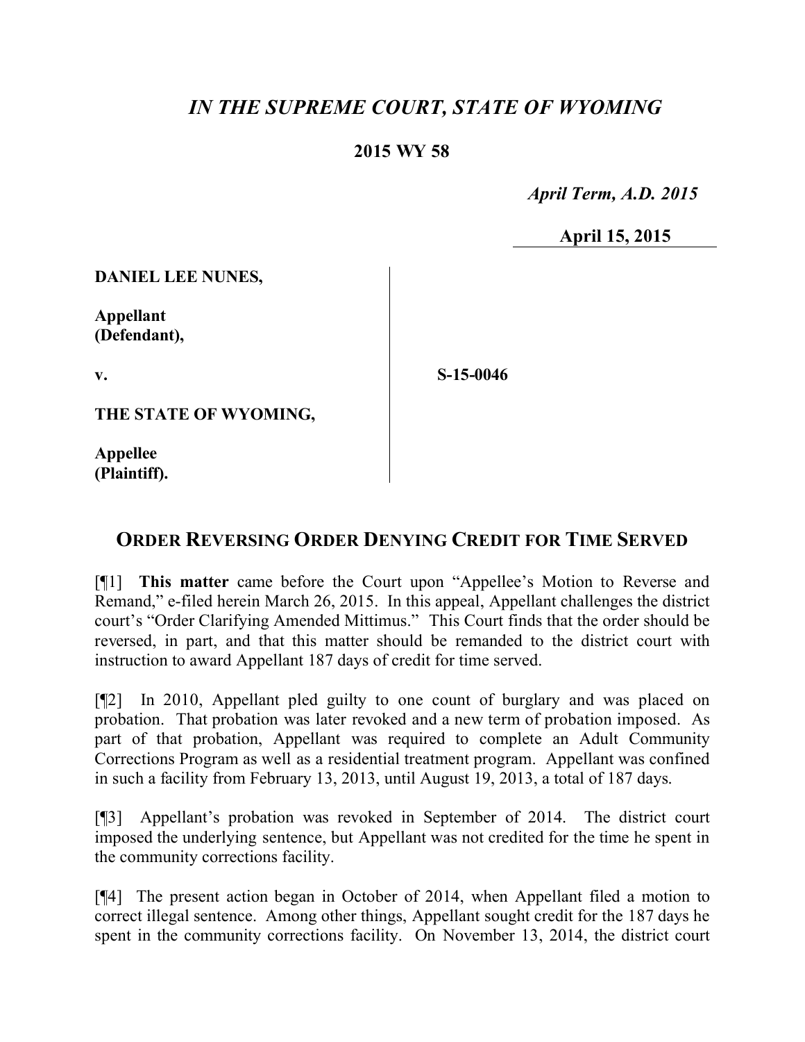# *IN THE SUPREME COURT, STATE OF WYOMING*

**2015 WY 58**

*April Term, A.D. 2015*

**April 15, 2015**

**DANIEL LEE NUNES,**

**Appellant (Defendant),**

**v.**

**S-15-0046**

**THE STATE OF WYOMING,**

**Appellee (Plaintiff).**

## ORDER REVERSING ORDER DENYING CREDIT FOR TIME SERVED

[¶1] **This matter** came before the Court upon "Appellee's Motion to Reverse and Remand," e-filed herein March 26, 2015. In this appeal, Appellant challenges the district court's "Order Clarifying Amended Mittimus." This Court finds that the order should be reversed, in part, and that this matter should be remanded to the district court with instruction to award Appellant 187 days of credit for time served.

[¶2] In 2010, Appellant pled guilty to one count of burglary and was placed on probation. That probation was later revoked and a new term of probation imposed. As part of that probation, Appellant was required to complete an Adult Community Corrections Program as well as a residential treatment program. Appellant was confined in such a facility from February 13, 2013, until August 19, 2013, a total of 187 days.

[¶3] Appellant's probation was revoked in September of 2014. The district court imposed the underlying sentence, but Appellant was not credited for the time he spent in the community corrections facility.

[¶4] The present action began in October of 2014, when Appellant filed a motion to correct illegal sentence. Among other things, Appellant sought credit for the 187 days he spent in the community corrections facility. On November 13, 2014, the district court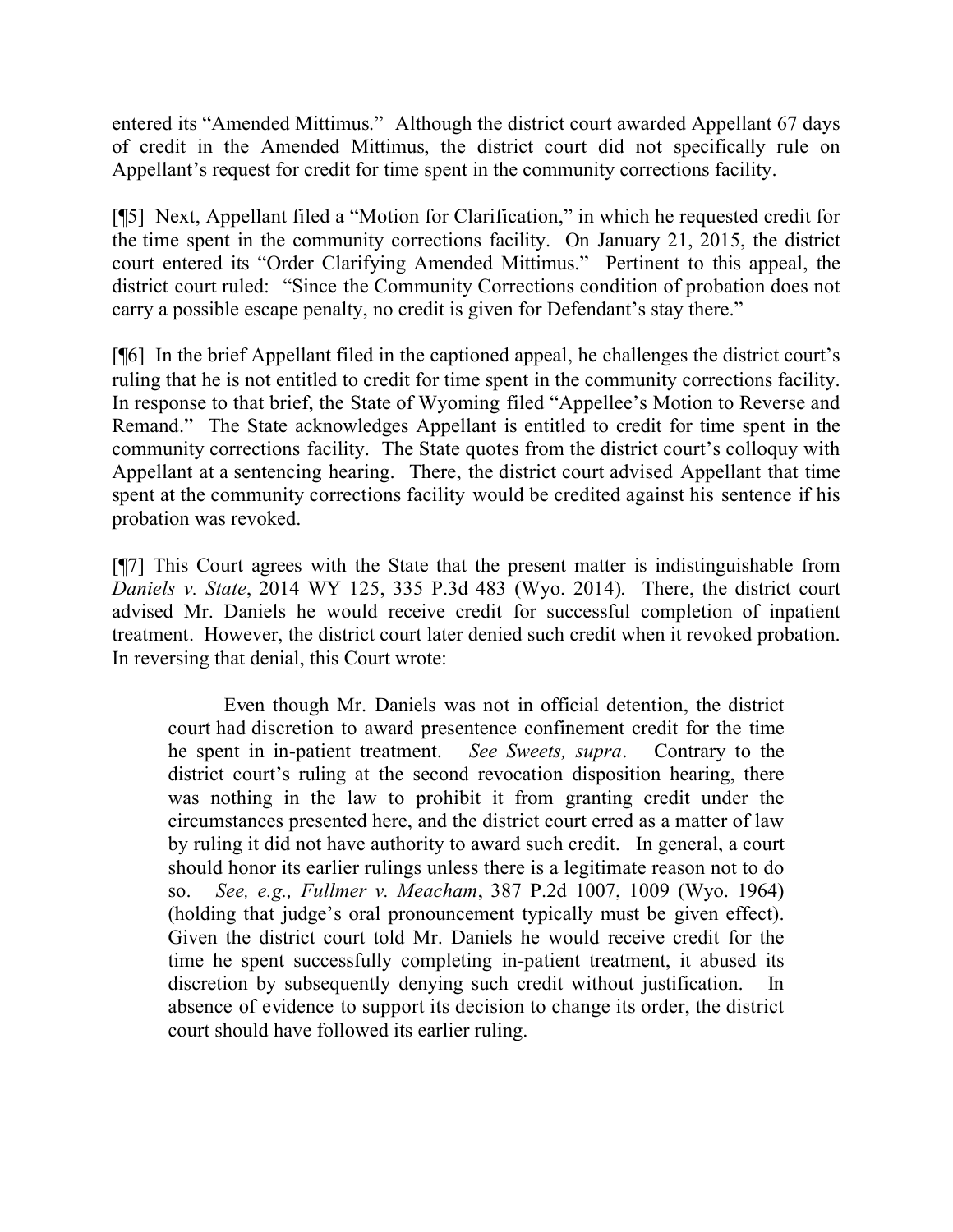entered its "Amended Mittimus." Although the district court awarded Appellant 67 days of credit in the Amended Mittimus, the district court did not specifically rule on Appellant's request for credit for time spent in the community corrections facility.

[¶5] Next, Appellant filed a "Motion for Clarification," in which he requested credit for the time spent in the community corrections facility. On January 21, 2015, the district court entered its "Order Clarifying Amended Mittimus." Pertinent to this appeal, the district court ruled: "Since the Community Corrections condition of probation does not carry a possible escape penalty, no credit is given for Defendant's stay there."

[¶6] In the brief Appellant filed in the captioned appeal, he challenges the district court's ruling that he is not entitled to credit for time spent in the community corrections facility. In response to that brief, the State of Wyoming filed "Appellee's Motion to Reverse and Remand." The State acknowledges Appellant is entitled to credit for time spent in the community corrections facility. The State quotes from the district court's colloquy with Appellant at a sentencing hearing. There, the district court advised Appellant that time spent at the community corrections facility would be credited against his sentence if his probation was revoked.

[¶7] This Court agrees with the State that the present matter is indistinguishable from *Daniels v. State*, 2014 WY 125, 335 P.3d 483 (Wyo. 2014). There, the district court advised Mr. Daniels he would receive credit for successful completion of inpatient treatment. However, the district court later denied such credit when it revoked probation. In reversing that denial, this Court wrote:

> Even though Mr. Daniels was not in official detention, the district court had discretion to award presentence confinement credit for the time he spent in in-patient treatment. *See Sweets, supra*. Contrary to the district court's ruling at the second revocation disposition hearing, there was nothing in the law to prohibit it from granting credit under the circumstances presented here, and the district court erred as a matter of law by ruling it did not have authority to award such credit. In general, a court should honor its earlier rulings unless there is a legitimate reason not to do so. *See, e.g., Fullmer v. Meacham*, 387 P.2d 1007, 1009 (Wyo. 1964) (holding that judge's oral pronouncement typically must be given effect). Given the district court told Mr. Daniels he would receive credit for the time he spent successfully completing in-patient treatment, it abused its discretion by subsequently denying such credit without justification. In absence of evidence to support its decision to change its order, the district court should have followed its earlier ruling.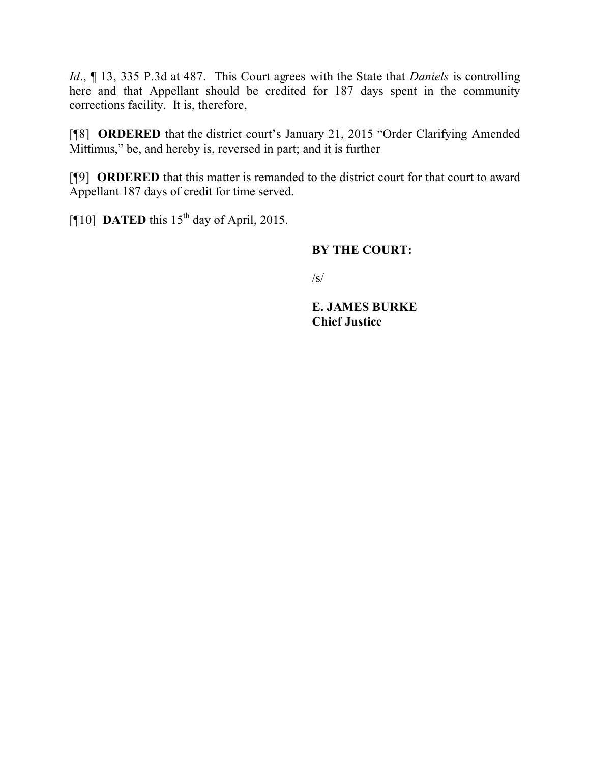*Id*., ¶ 13, 335 P.3d at 487. This Court agrees with the State that *Daniels* is controlling here and that Appellant should be credited for 187 days spent in the community corrections facility. It is, therefore,

[¶8] **ORDERED** that the district court's January 21, 2015 "Order Clarifying Amended Mittimus," be, and hereby is, reversed in part; and it is further

[¶9] **ORDERED** that this matter is remanded to the district court for that court to award Appellant 187 days of credit for time served.

[¶10] **DATED** this 15th day of April, 2015.

**BY THE COURT:**

/s/

**E. JAMES BURKE**
**Chief Justice**